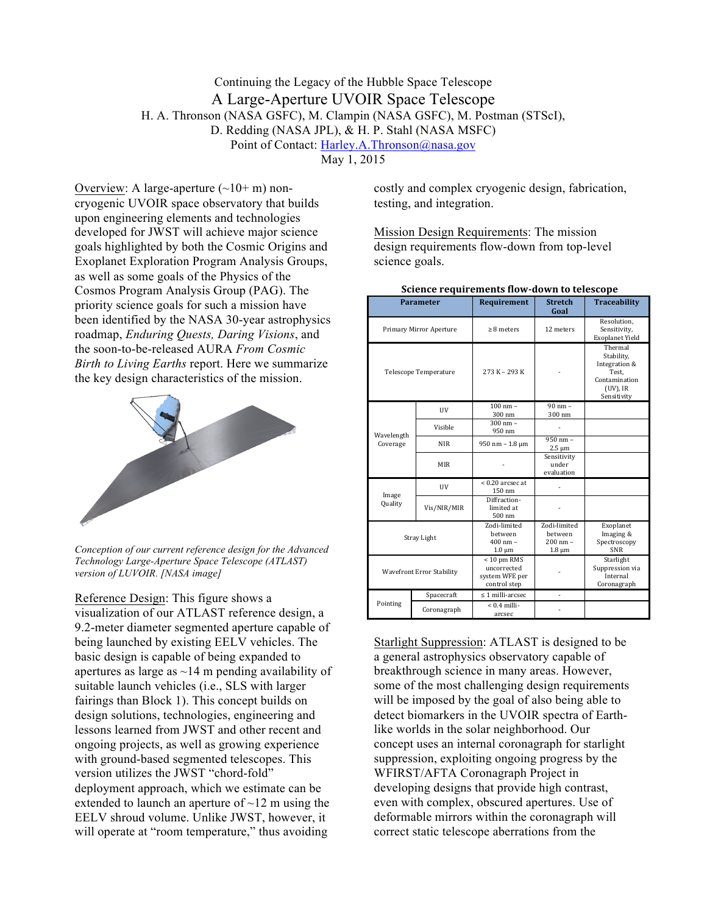Continuing the Legacy of the Hubble Space Telescope

# A Large-Aperture UVOIR Space Telescope

H. A. Thronson (NASA GSFC), M. Clampin (NASA GSFC), M. Postman (STScI), D. Redding (NASA JPL), & H. P. Stahl (NASA MSFC)

Point of Contact: Harley.A.Thronson@nasa.gov

May 1, 2015

Overview: A large-aperture (~10+ m) non-cryogenic UVOIR space observatory that builds upon engineering elements and technologies developed for JWST will achieve major science goals highlighted by both the Cosmic Origins and Exoplanet Exploration Program Analysis Groups, as well as some goals of the Physics of the Cosmos Program Analysis Group (PAG). The priority science goals for such a mission have been identified by the NASA 30-year astrophysics roadmap, *Enduring Quests, Daring Visions*, and the soon-to-be-released AURA *From Cosmic Birth to Living Earths* report. Here we summarize the key design characteristics of the mission.

*Conception of our current reference design for the Advanced Technology Large-Aperture Space Telescope (ATLAST) version of LUVOIR. [NASA image]*

Reference Design: This figure shows a visualization of our ATLAST reference design, a 9.2-meter diameter segmented aperture capable of being launched by existing EELV vehicles. The basic design is capable of being expanded to apertures as large as ~14 m pending availability of suitable launch vehicles (i.e., SLS with larger fairings than Block 1). This concept builds on design solutions, technologies, engineering and lessons learned from JWST and other recent and ongoing projects, as well as growing experience with ground-based segmented telescopes. This version utilizes the JWST "chord-fold" deployment approach, which we estimate can be extended to launch an aperture of ~12 m using the EELV shroud volume. Unlike JWST, however, it will operate at "room temperature," thus avoiding costly and complex cryogenic design, fabrication, testing, and integration.

Mission Design Requirements: The mission design requirements flow-down from top-level science goals.

**Science requirements flow-down to telescope**

| Parameter | | Requirement | Stretch Goal | Traceability |
|---|---|---|---|---|
| Primary Mirror Aperture | | ≥ 8 meters | 12 meters | Resolution, Sensitivity, Exoplanet Yield |
| Telescope Temperature | | 273 K – 293 K | - | Thermal Stability, Integration & Test, Contamination (UV), IR Sensitivity |
| Wavelength Coverage | UV | 100 nm – 300 nm | 90 nm – 300 nm | |
| | Visible | 300 nm – 950 nm | - | |
| | NIR | 950 nm – 1.8 μm | 950 nm – 2.5 μm | |
| | MIR | - | Sensitivity under evaluation | |
| Image Quality | UV | < 0.20 arcsec at 150 nm | - | |
| | Vis/NIR/MIR | Diffraction-limited at 500 nm | - | |
| Stray Light | | Zodi-limited between 400 nm – 1.0 μm | Zodi-limited between 200 nm – 1.8 μm | Exoplanet Imaging & Spectroscopy SNR |
| Wavefront Error Stability | | < 10 pm RMS uncorrected system WFE per control step | - | Starlight Suppression via Internal Coronagraph |
| Pointing | Spacecraft | ≤ 1 milli-arcsec | - | |
| | Coronagraph | < 0.4 milli-arcsec | - | |

Starlight Suppression: ATLAST is designed to be a general astrophysics observatory capable of breakthrough science in many areas. However, some of the most challenging design requirements will be imposed by the goal of also being able to detect biomarkers in the UVOIR spectra of Earth-like worlds in the solar neighborhood. Our concept uses an internal coronagraph for starlight suppression, exploiting ongoing progress by the WFIRST/AFTA Coronagraph Project in developing designs that provide high contrast, even with complex, obscured apertures. Use of deformable mirrors within the coronagraph will correct static telescope aberrations from the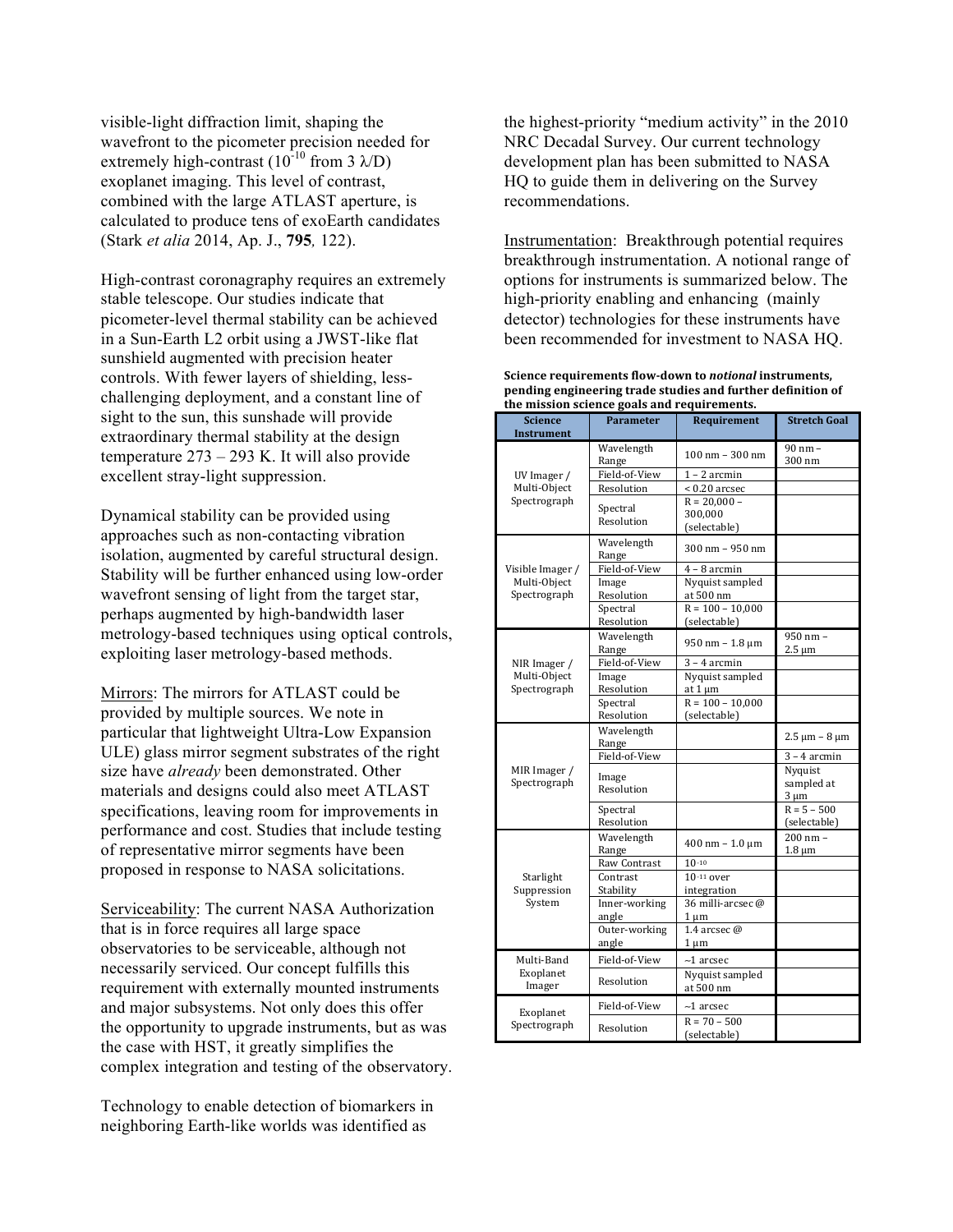visible-light diffraction limit, shaping the wavefront to the picometer precision needed for extremely high-contrast ($10^{-10}$ from 3 $\lambda$/D) exoplanet imaging. This level of contrast, combined with the large ATLAST aperture, is calculated to produce tens of exoEarth candidates (Stark *et alia* 2014, Ap. J., **795***,* 122).

High-contrast coronagraphy requires an extremely stable telescope. Our studies indicate that picometer-level thermal stability can be achieved in a Sun-Earth L2 orbit using a JWST-like flat sunshield augmented with precision heater controls. With fewer layers of shielding, less-challenging deployment, and a constant line of sight to the sun, this sunshade will provide extraordinary thermal stability at the design temperature 273 – 293 K. It will also provide excellent stray-light suppression.

Dynamical stability can be provided using approaches such as non-contacting vibration isolation, augmented by careful structural design. Stability will be further enhanced using low-order wavefront sensing of light from the target star, perhaps augmented by high-bandwidth laser metrology-based techniques using optical controls, exploiting laser metrology-based methods.

Mirrors: The mirrors for ATLAST could be provided by multiple sources. We note in particular that lightweight Ultra-Low Expansion ULE) glass mirror segment substrates of the right size have *already* been demonstrated. Other materials and designs could also meet ATLAST specifications, leaving room for improvements in performance and cost. Studies that include testing of representative mirror segments have been proposed in response to NASA solicitations.

Serviceability: The current NASA Authorization that is in force requires all large space observatories to be serviceable, although not necessarily serviced. Our concept fulfills this requirement with externally mounted instruments and major subsystems. Not only does this offer the opportunity to upgrade instruments, but as was the case with HST, it greatly simplifies the complex integration and testing of the observatory.

Technology to enable detection of biomarkers in neighboring Earth-like worlds was identified as the highest-priority "medium activity" in the 2010 NRC Decadal Survey. Our current technology development plan has been submitted to NASA HQ to guide them in delivering on the Survey recommendations.

Instrumentation: Breakthrough potential requires breakthrough instrumentation. A notional range of options for instruments is summarized below. The high-priority enabling and enhancing (mainly detector) technologies for these instruments have been recommended for investment to NASA HQ.

**Science requirements flow-down to *notional* instruments, pending engineering trade studies and further definition of the mission science goals and requirements.**

| Science Instrument | Parameter | Requirement | Stretch Goal |
|---|---|---|---|
| UV Imager / Multi-Object Spectrograph | Wavelength Range | 100 nm – 300 nm | 90 nm – 300 nm |
| | Field-of-View | 1 – 2 arcmin | |
| | Resolution | < 0.20 arcsec | |
| | Spectral Resolution | R = 20,000 – 300,000 (selectable) | |
| Visible Imager / Multi-Object Spectrograph | Wavelength Range | 300 nm – 950 nm | |
| | Field-of-View | 4 – 8 arcmin | |
| | Image Resolution | Nyquist sampled at 500 nm | |
| | Spectral Resolution | R = 100 – 10,000 (selectable) | |
| NIR Imager / Multi-Object Spectrograph | Wavelength Range | 950 nm – 1.8 μm | 950 nm – 2.5 μm |
| | Field-of-View | 3 – 4 arcmin | |
| | Image Resolution | Nyquist sampled at 1 μm | |
| | Spectral Resolution | R = 100 – 10,000 (selectable) | |
| MIR Imager / Spectrograph | Wavelength Range | | 2.5 μm – 8 μm |
| | Field-of-View | | 3 – 4 arcmin |
| | Image Resolution | | Nyquist sampled at 3 μm |
| | Spectral Resolution | | R = 5 – 500 (selectable) |
| Starlight Suppression System | Wavelength Range | 400 nm – 1.0 μm | 200 nm – 1.8 μm |
| | Raw Contrast | $10^{-10}$ | |
| | Contrast Stability | $10^{-11}$ over integration | |
| | Inner-working angle | 36 milli-arcsec @ 1 μm | |
| | Outer-working angle | 1.4 arcsec @ 1 μm | |
| Multi-Band Exoplanet Imager | Field-of-View | ~1 arcsec | |
| | Resolution | Nyquist sampled at 500 nm | |
| Exoplanet Spectrograph | Field-of-View | ~1 arcsec | |
| | Resolution | R = 70 – 500 (selectable) | |